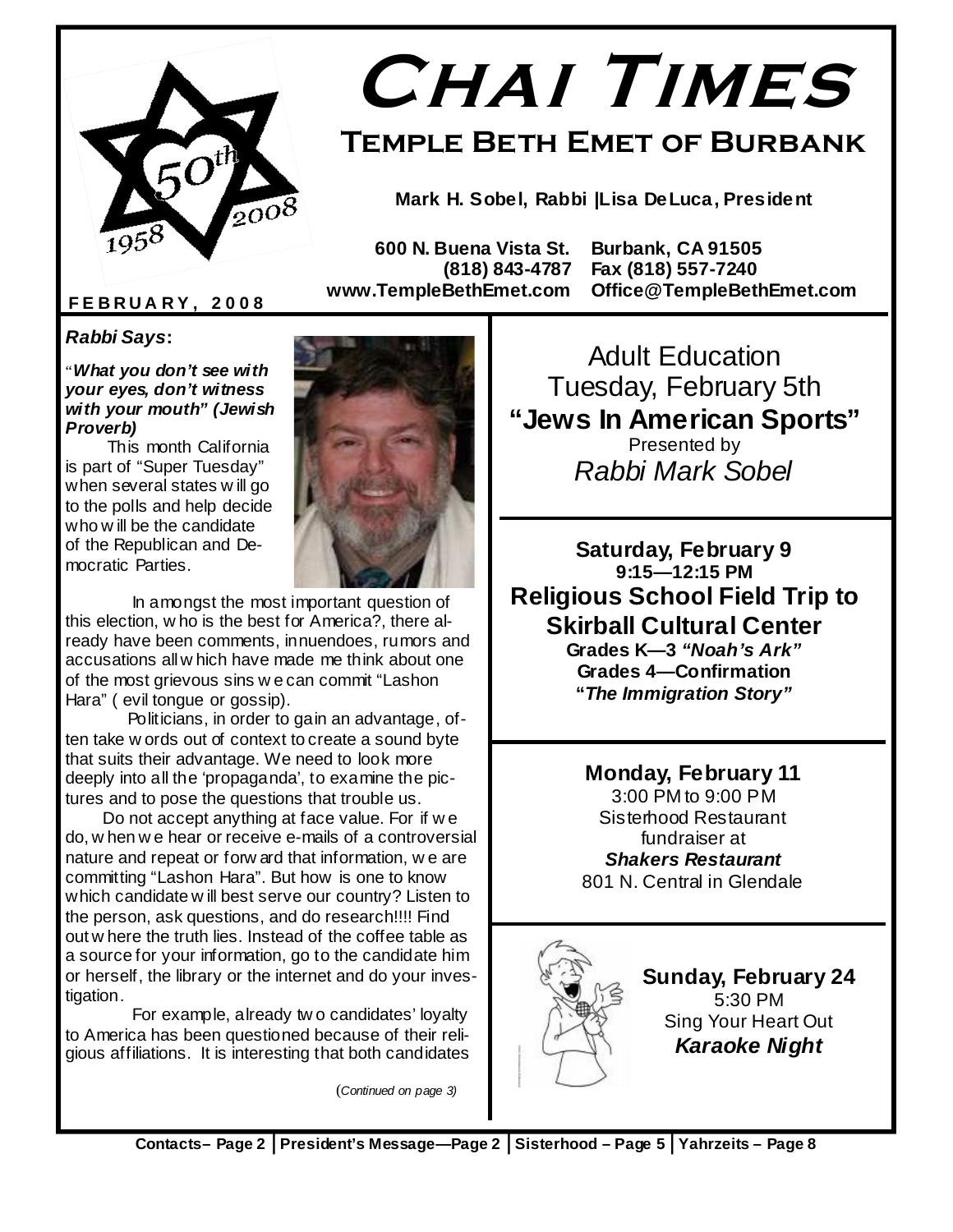# Chai Times

## Temple Beth Emet of Burbank

**Mark H. Sobel, Rabbi |Lisa DeLuca, President**

**600 N. Buena Vista St. Burbank, CA 91505**
**(818) 843-4787 Fax (818) 557-7240**
**www.TempleBethEmet.com Office@TempleBethEmet.com**

1958 50th 2008

**FEBRUARY, 2008**

### *Rabbi Says*:

"***What you don't see with your eyes, don't witness with your mouth" (Jewish Proverb)***

This month California is part of "Super Tuesday" when several states will go to the polls and help decide who will be the candidate of the Republican and Democratic Parties.

In amongst the most important question of this election, who is the best for America?, there already have been comments, innuendoes, rumors and accusations all which have made me think about one of the most grievous sins we can commit "Lashon Hara" ( evil tongue or gossip).

Politicians, in order to gain an advantage, often take words out of context to create a sound byte that suits their advantage. We need to look more deeply into all the 'propaganda', to examine the pictures and to pose the questions that trouble us.

Do not accept anything at face value. For if we do, when we hear or receive e-mails of a controversial nature and repeat or forward that information, we are committing "Lashon Hara". But how is one to know which candidate will best serve our country? Listen to the person, ask questions, and do research!!!! Find out where the truth lies. Instead of the coffee table as a source for your information, go to the candidate him or herself, the library or the internet and do your investigation.

For example, already two candidates' loyalty to America has been questioned because of their religious affiliations. It is interesting that both candidates

(*Continued on page 3*)

---

Adult Education
Tuesday, February 5th
**"Jews In American Sports"**
Presented by
*Rabbi Mark Sobel*

---

**Saturday, February 9**
**9:15—12:15 PM**
**Religious School Field Trip to Skirball Cultural Center**
**Grades K—3 *"Noah's Ark"***
**Grades 4—Confirmation**
**"*The Immigration Story"***

---

**Monday, February 11**
3:00 PM to 9:00 PM
Sisterhood Restaurant fundraiser at
***Shakers Restaurant***
801 N. Central in Glendale

---

**Sunday, February 24**
5:30 PM
Sing Your Heart Out
***Karaoke Night***

---

**Contacts– Page 2 | President's Message—Page 2 | Sisterhood – Page 5 | Yahrzeits – Page 8**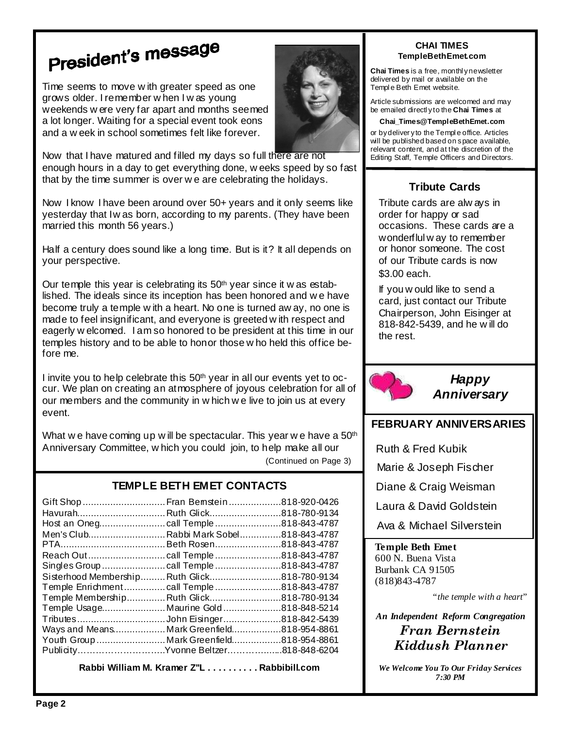# President's message

Time seems to move with greater speed as one grows older. I remember when I was young weekends were very far apart and months seemed a lot longer. Waiting for a special event took eons and a week in school sometimes felt like forever.

Now that I have matured and filled my days so full there are not enough hours in a day to get everything done, weeks speed by so fast that by the time summer is over we are celebrating the holidays.

Now I know I have been around over 50+ years and it only seems like yesterday that I was born, according to my parents. (They have been married this month 56 years.)

Half a century does sound like a long time. But is it? It all depends on your perspective.

Our temple this year is celebrating its 50th year since it was established. The ideals since its inception has been honored and we have become truly a temple with a heart. No one is turned away, no one is made to feel insignificant, and everyone is greeted with respect and eagerly welcomed. I am so honored to be president at this time in our temples history and to be able to honor those who held this office before me.

I invite you to help celebrate this 50th year in all our events yet to occur. We plan on creating an atmosphere of joyous celebration for all of our members and the community in which we live to join us at every event.

What we have coming up will be spectacular. This year we have a 50th Anniversary Committee, which you could join, to help make all our

(Continued on Page 3)

## TEMPLE BETH EMET CONTACTS

| | | |
|---|---|---|
| Gift Shop | Fran Bernstein | 818-920-0426 |
| Havurah | Ruth Glick | 818-780-9134 |
| Host an Oneg | call Temple | 818-843-4787 |
| Men's Club | Rabbi Mark Sobel | 818-843-4787 |
| PTA | Beth Rosen | 818-843-4787 |
| Reach Out | call Temple | 818-843-4787 |
| Singles Group | call Temple | 818-843-4787 |
| Sisterhood Membership | Ruth Glick | 818-780-9134 |
| Temple Enrichment | call Temple | 818-843-4787 |
| Temple Membership | Ruth Glick | 818-780-9134 |
| Temple Usage | Maurine Gold | 818-848-5214 |
| Tributes | John Eisinger | 818-842-5439 |
| Ways and Means | Mark Greenfield | 818-954-8861 |
| Youth Group | Mark Greenfield | 818-954-8861 |
| Publicity | Yvonne Beltzer | 818-848-6204 |

**Rabbi William M. Kramer Z"L . . . . . . . . . . Rabbibill.com**

**CHAI TIMES**
**TempleBethEmet.com**

**Chai Times** is a free, monthly newsletter delivered by mail or available on the Temple Beth Emet website.

Article submissions are welcomed and may be emailed directly to the **Chai Times** at

**Chai_Times@TempleBethEmet.com**

or by delivery to the Temple office. Articles will be published based on space available, relevant content, and at the discretion of the Editing Staff, Temple Officers and Directors.

## Tribute Cards

Tribute cards are always in order for happy or sad occasions. These cards are a wonderflul way to remember or honor someone. The cost of our Tribute cards is now $3.00 each.

If you would like to send a card, just contact our Tribute Chairperson, John Eisinger at 818-842-5439, and he will do the rest.

***Happy Anniversary***

## FEBRUARY ANNIVERSARIES

Ruth & Fred Kubik

Marie & Joseph Fischer

Diane & Craig Weisman

Laura & David Goldstein

Ava & Michael Silverstein

**Temple Beth Emet**
600 N. Buena Vista
Burbank CA 91505
(818)843-4787

*"the temple with a heart"*

***An Independent Reform Congregation***

***Fran Bernstein***
***Kiddush Planner***

***We Welcome You To Our Friday Services 7:30 PM***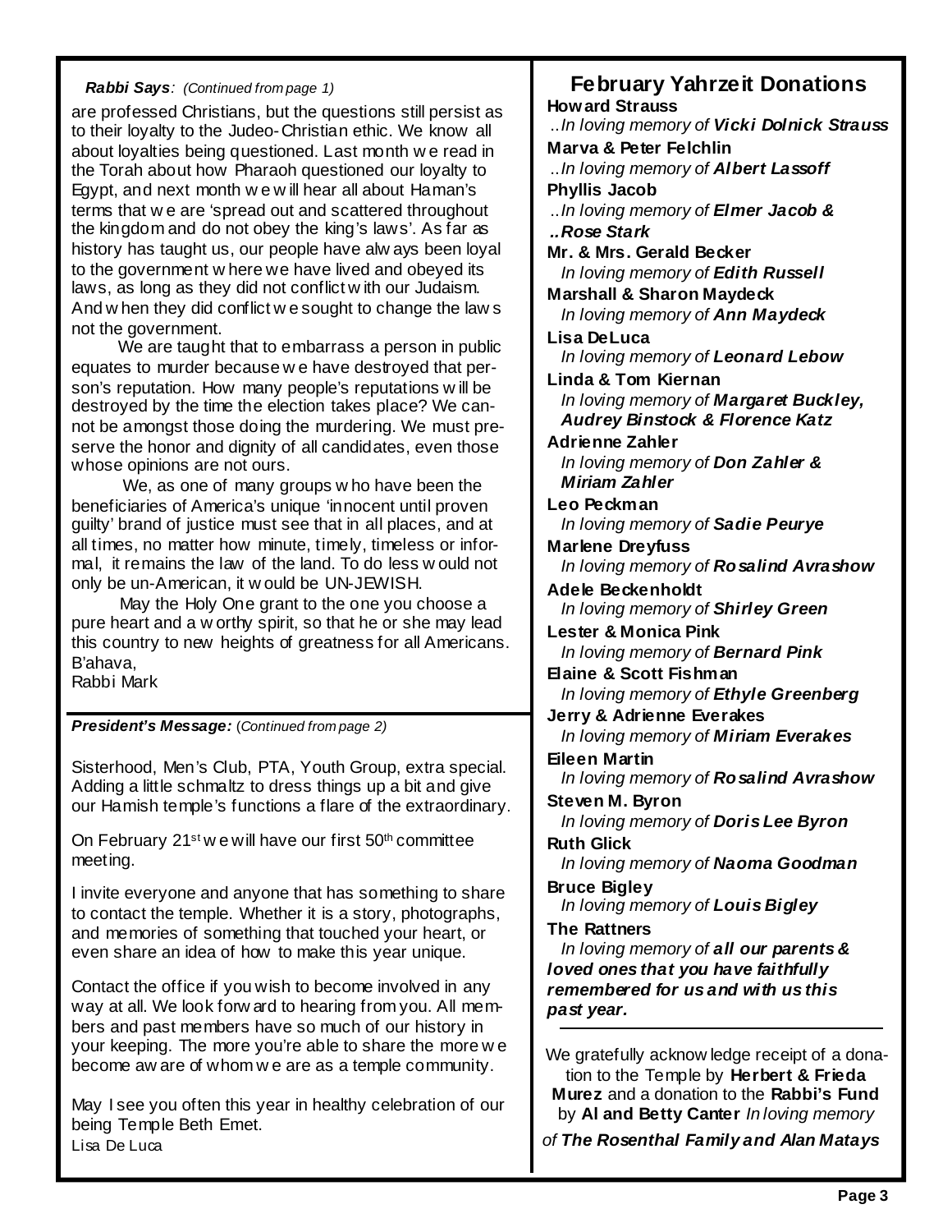***Rabbi Says**: (Continued from page 1)*

are professed Christians, but the questions still persist as to their loyalty to the Judeo-Christian ethic. We know all about loyalties being questioned. Last month we read in the Torah about how Pharaoh questioned our loyalty to Egypt, and next month we will hear all about Haman's terms that we are 'spread out and scattered throughout the kingdom and do not obey the king's laws'. As far as history has taught us, our people have always been loyal to the government where we have lived and obeyed its laws, as long as they did not conflict with our Judaism. And when they did conflict we sought to change the laws not the government.

We are taught that to embarrass a person in public equates to murder because we have destroyed that person's reputation. How many people's reputations will be destroyed by the time the election takes place? We cannot be amongst those doing the murdering. We must preserve the honor and dignity of all candidates, even those whose opinions are not ours.

We, as one of many groups who have been the beneficiaries of America's unique 'innocent until proven guilty' brand of justice must see that in all places, and at all times, no matter how minute, timely, timeless or informal, it remains the law of the land. To do less would not only be un-American, it would be UN-JEWISH.

May the Holy One grant to the one you choose a pure heart and a worthy spirit, so that he or she may lead this country to new heights of greatness for all Americans.

B'ahava,
Rabbi Mark

***President's Message:** (Continued from page 2)*

Sisterhood, Men's Club, PTA, Youth Group, extra special. Adding a little schmaltz to dress things up a bit and give our Hamish temple's functions a flare of the extraordinary.

On February 21st we will have our first 50th committee meeting.

I invite everyone and anyone that has something to share to contact the temple. Whether it is a story, photographs, and memories of something that touched your heart, or even share an idea of how to make this year unique.

Contact the office if you wish to become involved in any way at all. We look forward to hearing from you. All members and past members have so much of our history in your keeping. The more you're able to share the more we become aware of whom we are as a temple community.

May I see you often this year in healthy celebration of our being Temple Beth Emet.

Lisa De Luca

## February Yahrzeit Donations

**Howard Strauss**
..*In loving memory of **Vicki Dolnick Strauss***

**Marva & Peter Felchlin**
..*In loving memory of **Albert Lassoff***

**Phyllis Jacob**
..*In loving memory of **Elmer Jacob & ..Rose Stark***

**Mr. & Mrs. Gerald Becker**
*In loving memory of **Edith Russell***

**Marshall & Sharon Maydeck**
*In loving memory of **Ann Maydeck***

**Lisa DeLuca**
*In loving memory of **Leonard Lebow***

**Linda & Tom Kiernan**
*In loving memory of **Margaret Buckley, Audrey Binstock & Florence Katz***

**Adrienne Zahler**
*In loving memory of **Don Zahler & Miriam Zahler***

**Leo Peckman**
*In loving memory of **Sadie Peurye***

**Marlene Dreyfuss**
*In loving memory of **Rosalind Avrashow***

**Adele Beckenholdt**
*In loving memory of **Shirley Green***

**Lester & Monica Pink**
*In loving memory of **Bernard Pink***

**Elaine & Scott Fishman**
*In loving memory of **Ethyle Greenberg***

**Jerry & Adrienne Everakes**
*In loving memory of **Miriam Everakes***

**Eileen Martin**
*In loving memory of **Rosalind Avrashow***

**Steven M. Byron**
*In loving memory of **Doris Lee Byron***

**Ruth Glick**
*In loving memory of **Naoma Goodman***

**Bruce Bigley**
*In loving memory of **Louis Bigley***

**The Rattners**
*In loving memory of **all our parents & loved ones that you have faithfully remembered for us and with us this past year.***

---

We gratefully acknowledge receipt of a donation to the Temple by **Herbert & Frieda Murez** and a donation to the **Rabbi's Fund** by **Al and Betty Canter** *In loving memory of **The Rosenthal Family and Alan Matays***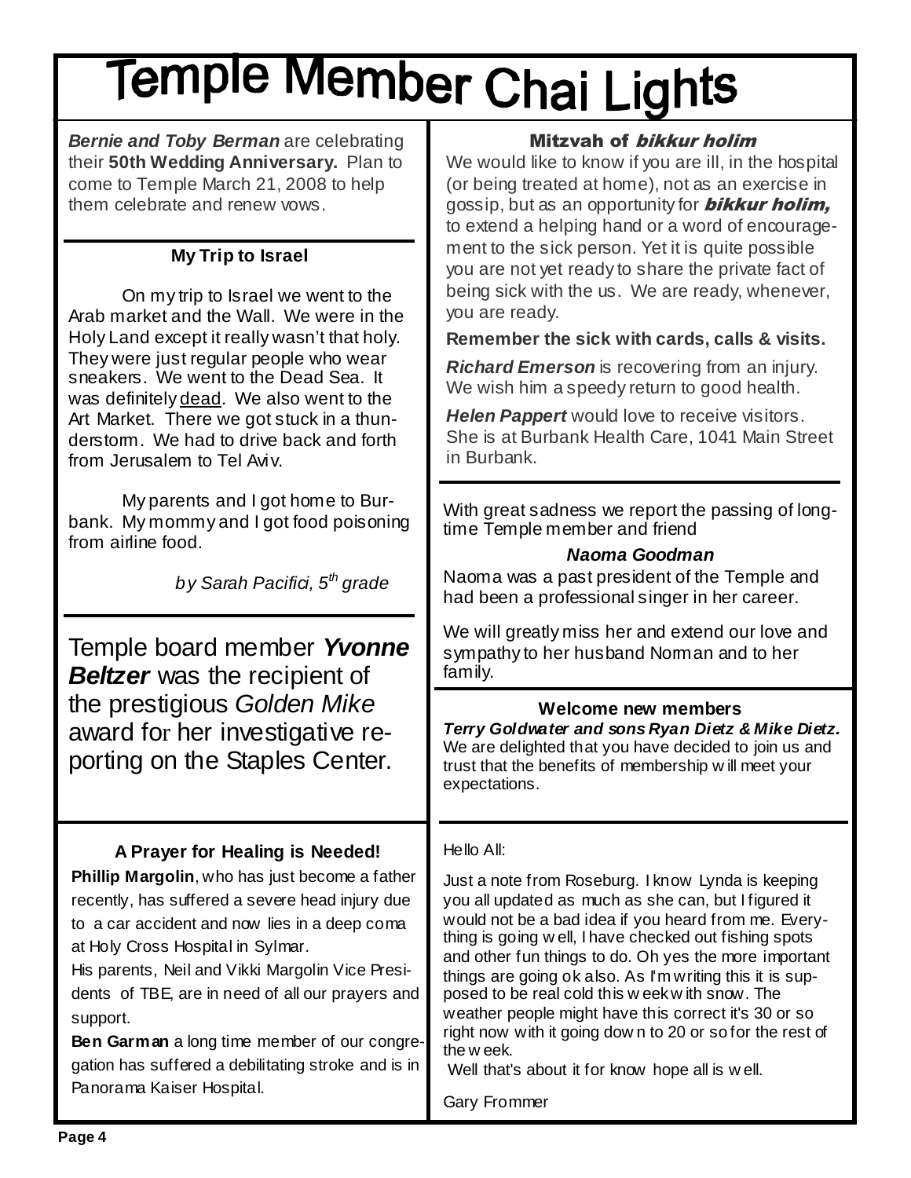# Temple Member Chai Lights

***Bernie and Toby Berman*** are celebrating their **50th Wedding Anniversary.** Plan to come to Temple March 21, 2008 to help them celebrate and renew vows.

### My Trip to Israel

On my trip to Israel we went to the Arab market and the Wall. We were in the Holy Land except it really wasn't that holy. They were just regular people who wear sneakers. We went to the Dead Sea. It was definitely dead. We also went to the Art Market. There we got stuck in a thunderstorm. We had to drive back and forth from Jerusalem to Tel Aviv.

My parents and I got home to Burbank. My mommy and I got food poisoning from airline food.

*by Sarah Pacifici, 5th grade*

Temple board member ***Yvonne Beltzer*** was the recipient of the prestigious *Golden Mike* award for her investigative reporting on the Staples Center.

### A Prayer for Healing is Needed!

**Phillip Margolin**, who has just become a father recently, has suffered a severe head injury due to a car accident and now lies in a deep coma at Holy Cross Hospital in Sylmar.

His parents, Neil and Vikki Margolin Vice Presidents of TBE, are in need of all our prayers and support.

**Ben Garman** a long time member of our congregation has suffered a debilitating stroke and is in Panorama Kaiser Hospital.

### Mitzvah of *bikkur holim*

We would like to know if you are ill, in the hospital (or being treated at home), not as an exercise in gossip, but as an opportunity for ***bikkur holim,*** to extend a helping hand or a word of encouragement to the sick person. Yet it is quite possible you are not yet ready to share the private fact of being sick with the us. We are ready, whenever, you are ready.

**Remember the sick with cards, calls & visits.**

***Richard Emerson*** is recovering from an injury. We wish him a speedy return to good health.

***Helen Pappert*** would love to receive visitors. She is at Burbank Health Care, 1041 Main Street in Burbank.

With great sadness we report the passing of longtime Temple member and friend

***Naoma Goodman***

Naoma was a past president of the Temple and had been a professional singer in her career.

We will greatly miss her and extend our love and sympathy to her husband Norman and to her family.

### Welcome new members

***Terry Goldwater and sons Ryan Dietz & Mike Dietz.*** We are delighted that you have decided to join us and trust that the benefits of membership will meet your expectations.

Hello All:

Just a note from Roseburg. I know Lynda is keeping you all updated as much as she can, but I figured it would not be a bad idea if you heard from me. Everything is going well, I have checked out fishing spots and other fun things to do. Oh yes the more important things are going ok also. As I'm writing this it is supposed to be real cold this week with snow. The weather people might have this correct it's 30 or so right now with it going down to 20 or so for the rest of the week.

Well that's about it for know hope all is well.

Gary Frommer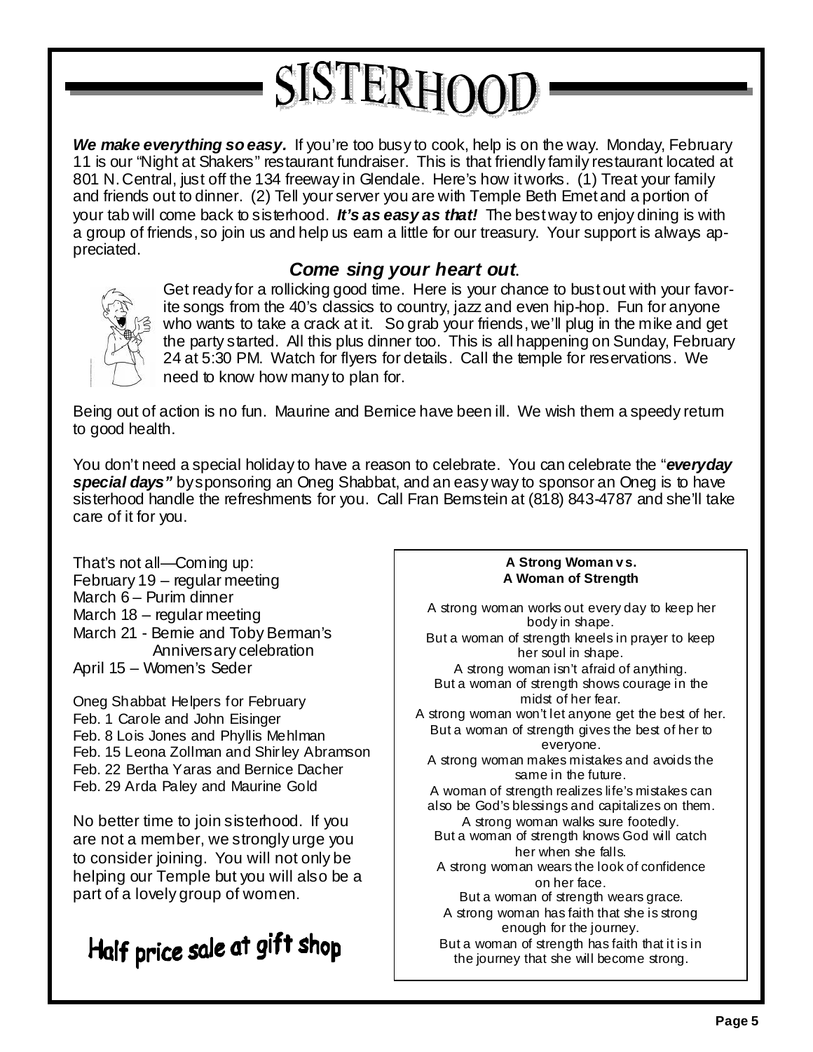# SISTERHOOD

***We make everything so easy.*** If you're too busy to cook, help is on the way. Monday, February 11 is our "Night at Shakers" restaurant fundraiser. This is that friendly family restaurant located at 801 N. Central, just off the 134 freeway in Glendale. Here's how it works. (1) Treat your family and friends out to dinner. (2) Tell your server you are with Temple Beth Emet and a portion of your tab will come back to sisterhood. ***It's as easy as that!*** The best way to enjoy dining is with a group of friends, so join us and help us earn a little for our treasury. Your support is always appreciated.

### *Come sing your heart out*.

Get ready for a rollicking good time. Here is your chance to bust out with your favorite songs from the 40's classics to country, jazz and even hip-hop. Fun for anyone who wants to take a crack at it. So grab your friends, we'll plug in the mike and get the party started. All this plus dinner too. This is all happening on Sunday, February 24 at 5:30 PM. Watch for flyers for details. Call the temple for reservations. We need to know how many to plan for.

Being out of action is no fun. Maurine and Bernice have been ill. We wish them a speedy return to good health.

You don't need a special holiday to have a reason to celebrate. You can celebrate the "***everyday special days"*** by sponsoring an Oneg Shabbat, and an easy way to sponsor an Oneg is to have sisterhood handle the refreshments for you. Call Fran Bernstein at (818) 843-4787 and she'll take care of it for you.

That's not all—Coming up:
February 19 – regular meeting
March 6 – Purim dinner
March 18 – regular meeting
March 21 - Bernie and Toby Berman's Anniversary celebration
April 15 – Women's Seder

Oneg Shabbat Helpers for February
Feb. 1 Carole and John Eisinger
Feb. 8 Lois Jones and Phyllis Mehlman
Feb. 15 Leona Zollman and Shirley Abramson
Feb. 22 Bertha Yaras and Bernice Dacher
Feb. 29 Arda Paley and Maurine Gold

No better time to join sisterhood. If you are not a member, we strongly urge you to consider joining. You will not only be helping our Temple but you will also be a part of a lovely group of women.

## Half price sale at gift shop

**A Strong Woman vs.
A Woman of Strength**

A strong woman works out every day to keep her body in shape.
But a woman of strength kneels in prayer to keep her soul in shape.
A strong woman isn't afraid of anything.
But a woman of strength shows courage in the midst of her fear.
A strong woman won't let anyone get the best of her.
But a woman of strength gives the best of her to everyone.
A strong woman makes mistakes and avoids the same in the future.
A woman of strength realizes life's mistakes can also be God's blessings and capitalizes on them.
A strong woman walks sure footedly.
But a woman of strength knows God will catch her when she falls.
A strong woman wears the look of confidence on her face.
But a woman of strength wears grace.
A strong woman has faith that she is strong enough for the journey.
But a woman of strength has faith that it is in the journey that she will become strong.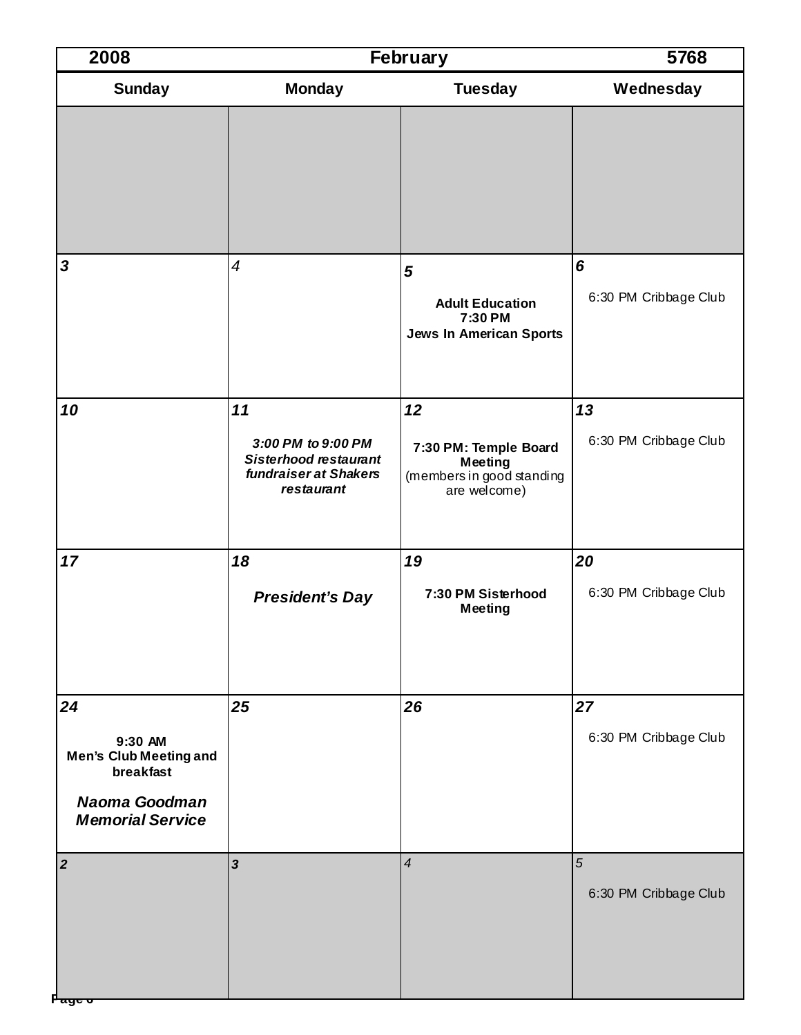| 2008 | February | | 5768 |
|---|---|---|---|
| **Sunday** | **Monday** | **Tuesday** | **Wednesday** |
| | | | |
| **3** | 4 | **5**<br><br>**Adult Education 7:30 PM Jews In American Sports** | **6**<br><br>6:30 PM Cribbage Club |
| **10** | **11**<br><br>***3:00 PM to 9:00 PM Sisterhood restaurant fundraiser at Shakers restaurant*** | **12**<br><br>**7:30 PM: Temple Board Meeting** (members in good standing are welcome) | **13**<br><br>6:30 PM Cribbage Club |
| **17** | **18**<br><br>***President's Day*** | **19**<br><br>**7:30 PM Sisterhood Meeting** | **20**<br><br>6:30 PM Cribbage Club |
| **24**<br><br>**9:30 AM Men's Club Meeting and breakfast**<br><br>***Naoma Goodman Memorial Service*** | **25** | **26** | **27**<br><br>6:30 PM Cribbage Club |
| **2** | **3** | 4 | 5<br><br>6:30 PM Cribbage Club |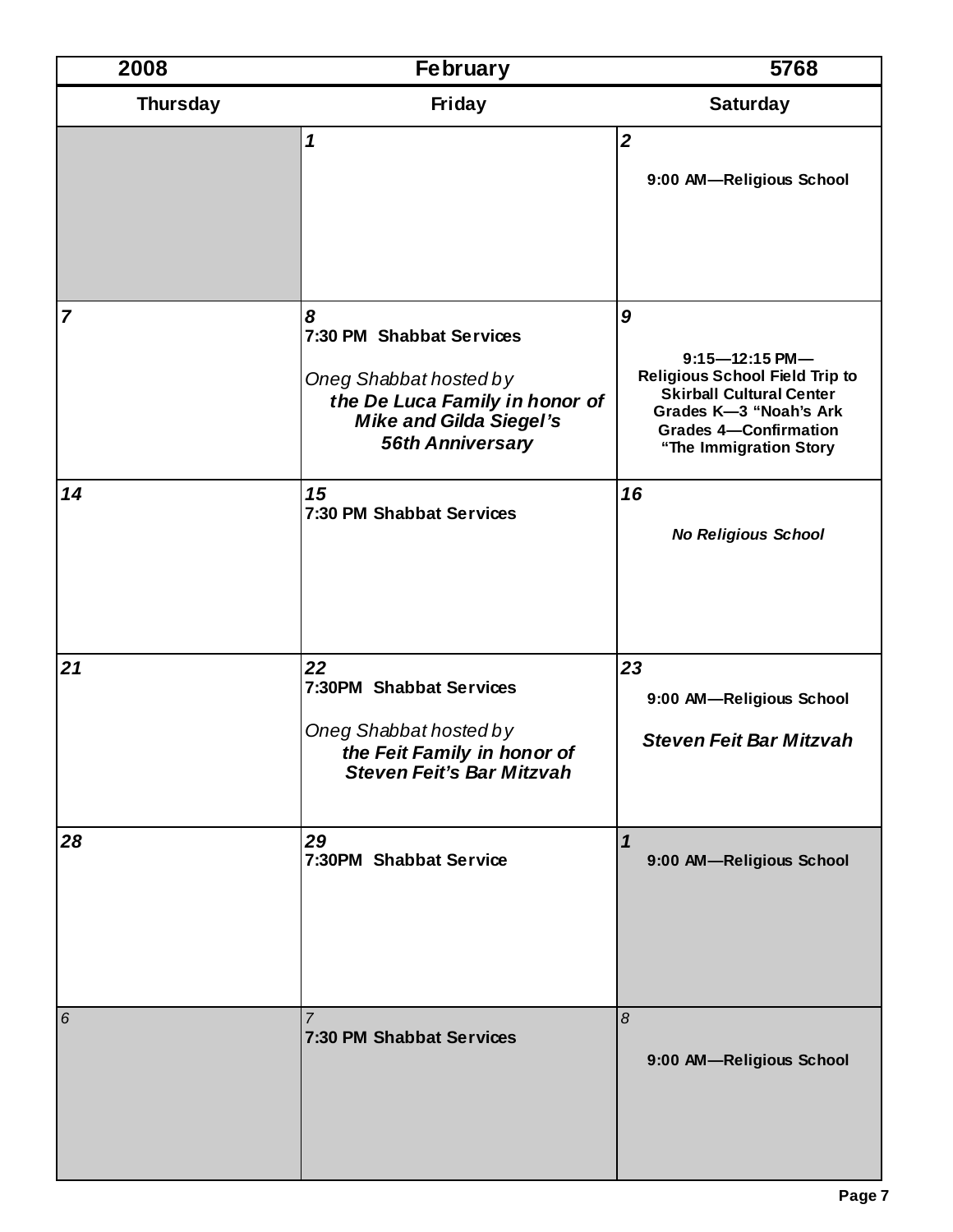| 2008 | February | 5768 |
|---|---|---|
| **Thursday** | **Friday** | **Saturday** |
| | ***1*** | ***2*** 9:00 AM—Religious School |
| ***7*** | ***8*** **7:30 PM Shabbat Services** *Oneg Shabbat hosted by* ***the De Luca Family in honor of Mike and Gilda Siegel's 56th Anniversary*** | ***9*** **9:15—12:15 PM— Religious School Field Trip to Skirball Cultural Center Grades K—3 "Noah's Ark Grades 4—Confirmation "The Immigration Story** |
| ***14*** | ***15*** **7:30 PM Shabbat Services** | ***16*** ***No Religious School*** |
| ***21*** | ***22*** **7:30PM Shabbat Services** *Oneg Shabbat hosted by* ***the Feit Family in honor of Steven Feit's Bar Mitzvah*** | ***23*** **9:00 AM—Religious School** ***Steven Feit Bar Mitzvah*** |
| ***28*** | ***29*** **7:30PM Shabbat Service** | ***1*** **9:00 AM—Religious School** |
| *6* | *7* **7:30 PM Shabbat Services** | *8* **9:00 AM—Religious School** |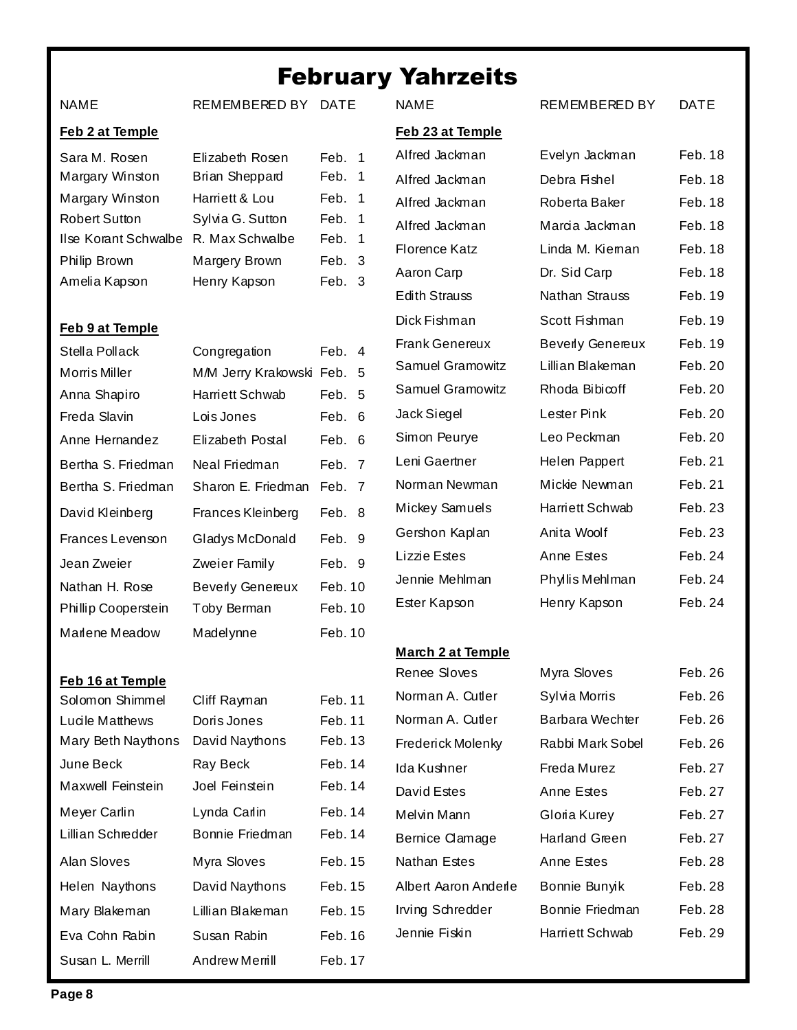# February Yahrzeits

### Feb 2 at Temple

| NAME | REMEMBERED BY | DATE |
|---|---|---|
| Sara M. Rosen | Elizabeth Rosen | Feb. 1 |
| Margary Winston | Brian Sheppard | Feb. 1 |
| Margary Winston | Harriett & Lou | Feb. 1 |
| Robert Sutton | Sylvia G. Sutton | Feb. 1 |
| Ilse Korant Schwalbe | R. Max Schwalbe | Feb. 1 |
| Philip Brown | Margery Brown | Feb. 3 |
| Amelia Kapson | Henry Kapson | Feb. 3 |

### Feb 9 at Temple

| NAME | REMEMBERED BY | DATE |
|---|---|---|
| Stella Pollack | Congregation | Feb. 4 |
| Morris Miller | M/M Jerry Krakowski | Feb. 5 |
| Anna Shapiro | Harriett Schwab | Feb. 5 |
| Freda Slavin | Lois Jones | Feb. 6 |
| Anne Hernandez | Elizabeth Postal | Feb. 6 |
| Bertha S. Friedman | Neal Friedman | Feb. 7 |
| Bertha S. Friedman | Sharon E. Friedman | Feb. 7 |
| David Kleinberg | Frances Kleinberg | Feb. 8 |
| Frances Levenson | Gladys McDonald | Feb. 9 |
| Jean Zweier | Zweier Family | Feb. 9 |
| Nathan H. Rose | Beverly Genereux | Feb. 10 |
| Phillip Cooperstein | Toby Berman | Feb. 10 |
| Marlene Meadow | Madelynne | Feb. 10 |

### Feb 16 at Temple

| NAME | REMEMBERED BY | DATE |
|---|---|---|
| Solomon Shimmel | Cliff Rayman | Feb. 11 |
| Lucile Matthews | Doris Jones | Feb. 11 |
| Mary Beth Naythons | David Naythons | Feb. 13 |
| June Beck | Ray Beck | Feb. 14 |
| Maxwell Feinstein | Joel Feinstein | Feb. 14 |
| Meyer Carlin | Lynda Carlin | Feb. 14 |
| Lillian Schredder | Bonnie Friedman | Feb. 14 |
| Alan Sloves | Myra Sloves | Feb. 15 |
| Helen Naythons | David Naythons | Feb. 15 |
| Mary Blakeman | Lillian Blakeman | Feb. 15 |
| Eva Cohn Rabin | Susan Rabin | Feb. 16 |
| Susan L. Merrill | Andrew Merrill | Feb. 17 |

### Feb 23 at Temple

| NAME | REMEMBERED BY | DATE |
|---|---|---|
| Alfred Jackman | Evelyn Jackman | Feb. 18 |
| Alfred Jackman | Debra Fishel | Feb. 18 |
| Alfred Jackman | Roberta Baker | Feb. 18 |
| Alfred Jackman | Marcia Jackman | Feb. 18 |
| Florence Katz | Linda M. Kiernan | Feb. 18 |
| Aaron Carp | Dr. Sid Carp | Feb. 18 |
| Edith Strauss | Nathan Strauss | Feb. 19 |
| Dick Fishman | Scott Fishman | Feb. 19 |
| Frank Genereux | Beverly Genereux | Feb. 19 |
| Samuel Gramowitz | Lillian Blakeman | Feb. 20 |
| Samuel Gramowitz | Rhoda Bibicoff | Feb. 20 |
| Jack Siegel | Lester Pink | Feb. 20 |
| Simon Peurye | Leo Peckman | Feb. 20 |
| Leni Gaertner | Helen Pappert | Feb. 21 |
| Norman Newman | Mickie Newman | Feb. 21 |
| Mickey Samuels | Harriett Schwab | Feb. 23 |
| Gershon Kaplan | Anita Woolf | Feb. 23 |
| Lizzie Estes | Anne Estes | Feb. 24 |
| Jennie Mehlman | Phyllis Mehlman | Feb. 24 |
| Ester Kapson | Henry Kapson | Feb. 24 |

### March 2 at Temple

| NAME | REMEMBERED BY | DATE |
|---|---|---|
| Renee Sloves | Myra Sloves | Feb. 26 |
| Norman A. Cutler | Sylvia Morris | Feb. 26 |
| Norman A. Cutler | Barbara Wechter | Feb. 26 |
| Frederick Molenky | Rabbi Mark Sobel | Feb. 26 |
| Ida Kushner | Freda Murez | Feb. 27 |
| David Estes | Anne Estes | Feb. 27 |
| Melvin Mann | Gloria Kurey | Feb. 27 |
| Bernice Clamage | Harland Green | Feb. 27 |
| Nathan Estes | Anne Estes | Feb. 28 |
| Albert Aaron Anderle | Bonnie Bunyik | Feb. 28 |
| Irving Schredder | Bonnie Friedman | Feb. 28 |
| Jennie Fiskin | Harriett Schwab | Feb. 29 |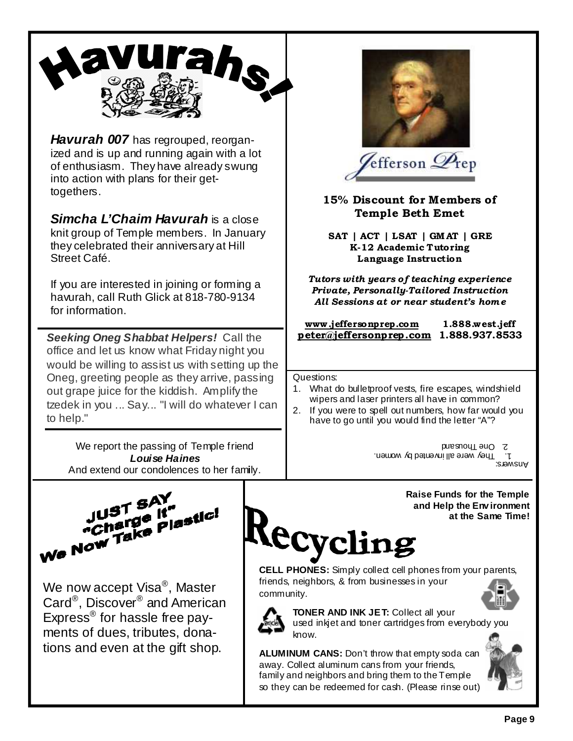# Havurahs!

***Havurah 007*** has regrouped, reorganized and is up and running again with a lot of enthusiasm. They have already swung into action with plans for their get-togethers.

***Simcha L'Chaim Havurah*** is a close knit group of Temple members. In January they celebrated their anniversary at Hill Street Café.

If you are interested in joining or forming a havurah, call Ruth Glick at 818-780-9134 for information.

***Seeking Oneg Shabbat Helpers!*** Call the office and let us know what Friday night you would be willing to assist us with setting up the Oneg, greeting people as they arrive, passing out grape juice for the kiddish. Amplify the tzedek in you ... Say... "I will do whatever I can to help."

We report the passing of Temple friend
***Louise Haines***
And extend our condolences to her family.

Jefferson Prep

**15% Discount for Members of Temple Beth Emet**

**SAT | ACT | LSAT | GMAT | GRE**
**K-12 Academic Tutoring**
**Language Instruction**

***Tutors with years of teaching experience***
***Private, Personally-Tailored Instruction***
***All Sessions at or near student's home***

**www.jeffersonprep.com** **1.888.west.jeff**
**peter@jeffersonprep.com** **1.888.937.8533**

Questions:

1. What do bulletproof vests, fire escapes, windshield wipers and laser printers all have in common?
2. If you were to spell out numbers, how far would you have to go until you would find the letter "A"?

Answers:
1. They were all invented by women.
2. One Thousand

## JUST SAY "Charge It" We Now Take Plastic!

We now accept Visa®, Master Card®, Discover® and American Express® for hassle free payments of dues, tributes, donations and even at the gift shop.

**Raise Funds for the Temple and Help the Environment at the Same Time!**

# Recycling

**CELL PHONES:** Simply collect cell phones from your parents, friends, neighbors, & from businesses in your community.

**TONER AND INK JET:** Collect all your used inkjet and toner cartridges from everybody you know.

**ALUMINUM CANS:** Don't throw that empty soda can away. Collect aluminum cans from your friends, family and neighbors and bring them to the Temple so they can be redeemed for cash. (Please rinse out)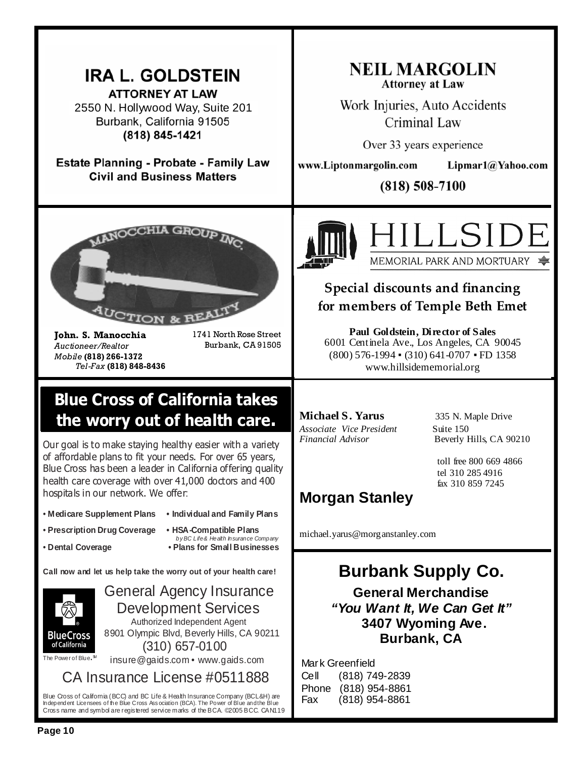## IRA L. GOLDSTEIN

**ATTORNEY AT LAW**

2550 N. Hollywood Way, Suite 201
Burbank, California 91505
**(818) 845-1421**

**Estate Planning - Probate - Family Law**
**Civil and Business Matters**

---

## NEIL MARGOLIN

**Attorney at Law**

Work Injuries, Auto Accidents
Criminal Law

Over 33 years experience

**www.Liptonmargolin.com** **Lipmar1@Yahoo.com**

**(818) 508-7100**

---

MANOCCHIA GROUP INC.
AUCTION & REALTY

**John. S. Manocchia**
*Auctioneer/Realtor*
*Mobile* **(818) 266-1372**
*Tel-Fax* **(818) 848-8436**

1741 North Rose Street
Burbank, CA 91505

---

## HILLSIDE

MEMORIAL PARK AND MORTUARY

**Special discounts and financing for members of Temple Beth Emet**

**Paul Goldstein, Director of Sales**
6001 Centinela Ave., Los Angeles, CA 90045
(800) 576-1994 • (310) 641-0707 • FD 1358
www.hillsidememorial.org

---

## Blue Cross of California takes the worry out of health care.

Our goal is to make staying healthy easier with a variety of affordable plans to fit your needs. For over 65 years, Blue Cross has been a leader in California offering quality health care coverage with over 41,000 doctors and 400 hospitals in our network. We offer:

- **Medicare Supplement Plans**
- **Individual and Family Plans**
- **Prescription Drug Coverage**
- **HSA-Compatible Plans** *by BC Life & Health Insurance Company*
- **Dental Coverage**
- **Plans for Small Businesses**

**Call now and let us help take the worry out of your health care!**

General Agency Insurance Development Services
Authorized Independent Agent
8901 Olympic Blvd, Beverly Hills, CA 90211
(310) 657-0100
insure@gaids.com • www.gaids.com

BlueCross of California
The Power of Blue.℠

CA Insurance License #0511888

Blue Cross of California (BCC) and BC Life & Health Insurance Company (BCL&H) are Independent Licensees of the Blue Cross Association (BCA). The Power of Blue and the Blue Cross name and symbol are registered service marks of the BCA. ©2005 BCC. CAN119

---

**Michael S. Yarus**
*Associate Vice President*
*Financial Advisor*

335 N. Maple Drive
Suite 150
Beverly Hills, CA 90210

toll free 800 669 4866
tel 310 285 4916
fax 310 859 7245

## Morgan Stanley

michael.yarus@morganstanley.com

---

## Burbank Supply Co.

**General Merchandise**
***"You Want It, We Can Get It"***
**3407 Wyoming Ave.**
**Burbank, CA**

Mark Greenfield
Cell (818) 749-2839
Phone (818) 954-8861
Fax (818) 954-8861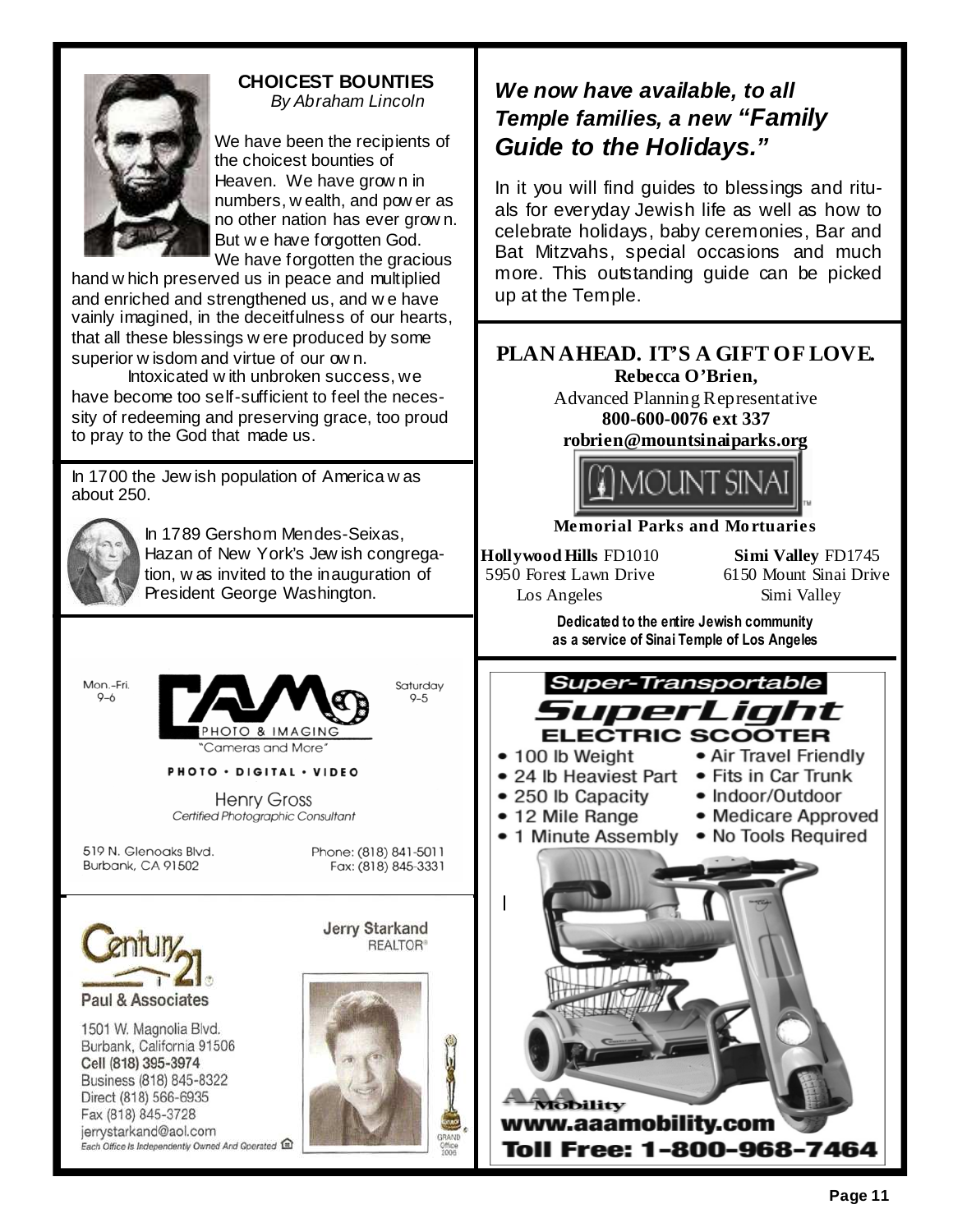## CHOICEST BOUNTIES

*By Abraham Lincoln*

We have been the recipients of the choicest bounties of Heaven. We have grown in numbers, wealth, and power as no other nation has ever grown. But we have forgotten God. We have forgotten the gracious hand which preserved us in peace and multiplied and enriched and strengthened us, and we have vainly imagined, in the deceitfulness of our hearts, that all these blessings were produced by some superior wisdom and virtue of our own.

Intoxicated with unbroken success, we have become too self-sufficient to feel the necessity of redeeming and preserving grace, too proud to pray to the God that made us.

In 1700 the Jewish population of America was about 250.

In 1789 Gershom Mendes-Seixas, Hazan of New York's Jewish congregation, was invited to the inauguration of President George Washington.

Mon.–Fri. 9–6

Saturday 9–5

**CAMS PHOTO & IMAGING**

"Cameras and More"

PHOTO • DIGITAL • VIDEO

Henry Gross

*Certified Photographic Consultant*

519 N. Glenoaks Blvd.
Burbank, CA 91502

Phone: (818) 841-5011
Fax: (818) 845-3331

**Century 21**

Paul & Associates

**Jerry Starkand**
REALTOR®

1501 W. Magnolia Blvd.
Burbank, California 91506
Cell (818) 395-3974
Business (818) 845-8322
Direct (818) 566-6935
Fax (818) 845-3728
jerrystarkand@aol.com

*Each Office Is Independently Owned And Operated*

GRAND Office 2006

## *We now have available, to all Temple families, a new "Family Guide to the Holidays."*

In it you will find guides to blessings and rituals for everyday Jewish life as well as how to celebrate holidays, baby ceremonies, Bar and Bat Mitzvahs, special occasions and much more. This outstanding guide can be picked up at the Temple.

## PLAN AHEAD. IT'S A GIFT OF LOVE.

**Rebecca O'Brien,**
Advanced Planning Representative
**800-600-0076 ext 337**
**robrien@mountsinaiparks.org**

MOUNT SINAI

**Memorial Parks and Mortuaries**

**Hollywood Hills** FD1010
5950 Forest Lawn Drive
Los Angeles

**Simi Valley** FD1745
6150 Mount Sinai Drive
Simi Valley

**Dedicated to the entire Jewish community as a service of Sinai Temple of Los Angeles**

**Super-Transportable**

**SuperLight**

**ELECTRIC SCOOTER**

- 100 lb Weight
- 24 lb Heaviest Part
- 250 lb Capacity
- 12 Mile Range
- 1 Minute Assembly
- Air Travel Friendly
- Fits in Car Trunk
- Indoor/Outdoor
- Medicare Approved
- No Tools Required

AAA Mobility

**www.aaamobility.com**

**Toll Free: 1-800-968-7464**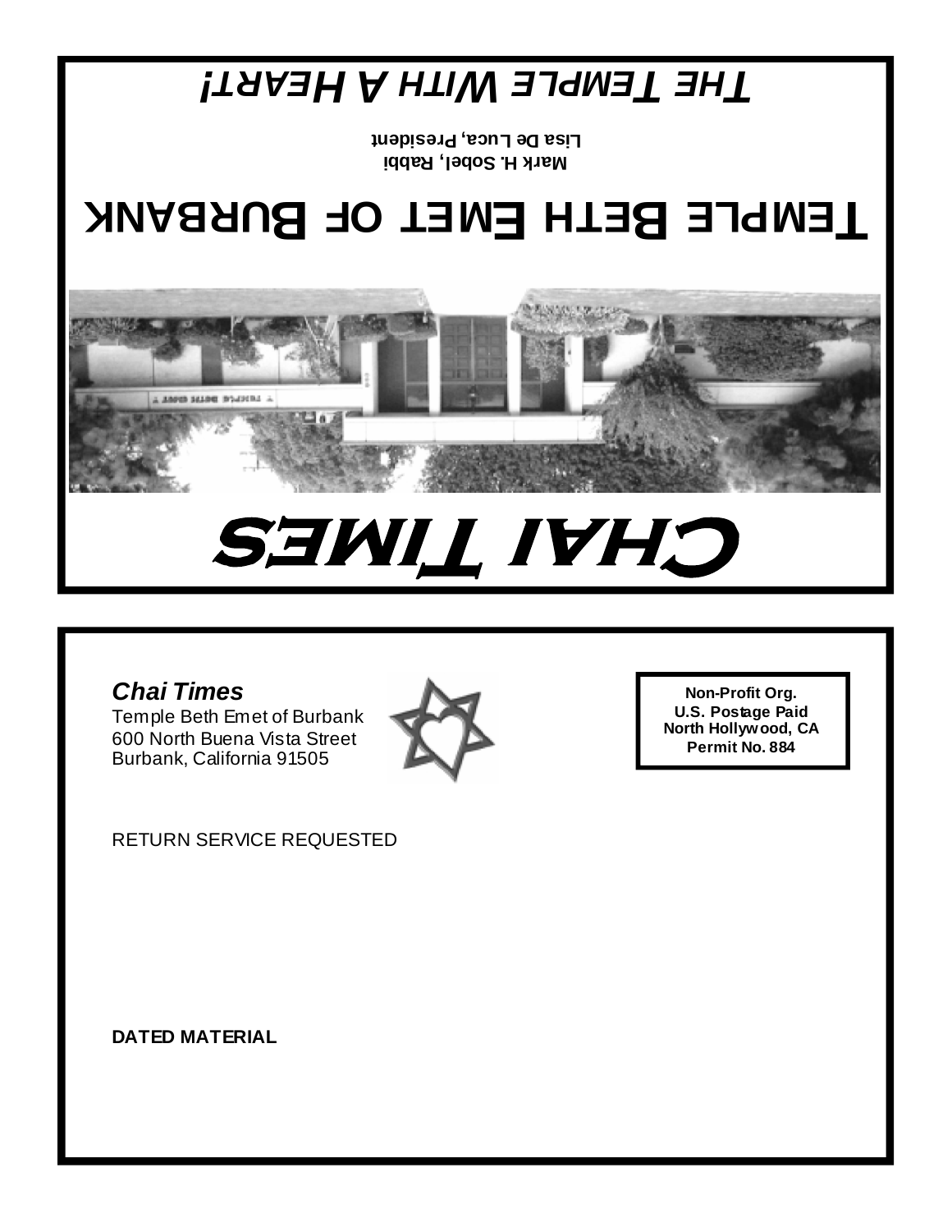# THE TEMPLE WITH A HEART!

**Mark H. Sobel, Rabbi**
**Lisa De Luca, President**

# TEMPLE BETH EMET OF BURBANK

# CHAI TIMES

***Chai Times***
Temple Beth Emet of Burbank
600 North Buena Vista Street
Burbank, California 91505

**Non-Profit Org.**
**U.S. Postage Paid**
**North Hollywood, CA**
**Permit No. 884**

RETURN SERVICE REQUESTED

**DATED MATERIAL**